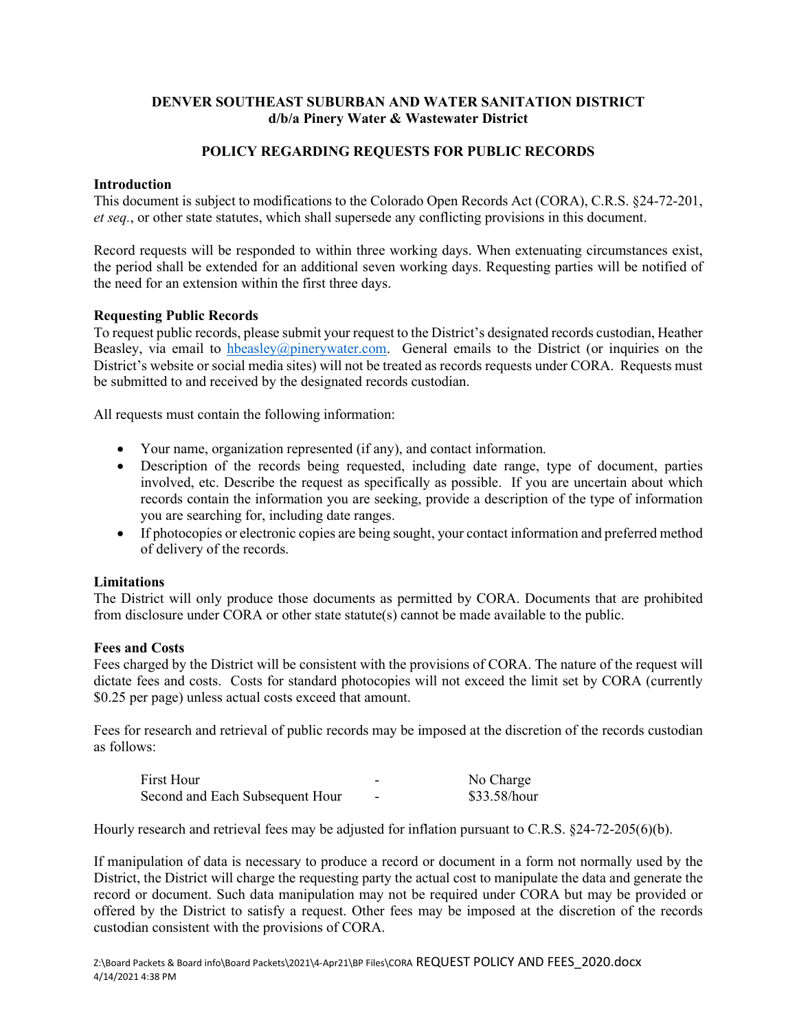**DENVER SOUTHEAST SUBURBAN AND WATER SANITATION DISTRICT**
**d/b/a Pinery Water & Wastewater District**

# POLICY REGARDING REQUESTS FOR PUBLIC RECORDS

## Introduction

This document is subject to modifications to the Colorado Open Records Act (CORA), C.R.S. §24-72-201, *et seq.*, or other state statutes, which shall supersede any conflicting provisions in this document.

Record requests will be responded to within three working days. When extenuating circumstances exist, the period shall be extended for an additional seven working days. Requesting parties will be notified of the need for an extension within the first three days.

## Requesting Public Records

To request public records, please submit your request to the District's designated records custodian, Heather Beasley, via email to hbeasley@pinerywater.com. General emails to the District (or inquiries on the District's website or social media sites) will not be treated as records requests under CORA. Requests must be submitted to and received by the designated records custodian.

All requests must contain the following information:

- Your name, organization represented (if any), and contact information.
- Description of the records being requested, including date range, type of document, parties involved, etc. Describe the request as specifically as possible. If you are uncertain about which records contain the information you are seeking, provide a description of the type of information you are searching for, including date ranges.
- If photocopies or electronic copies are being sought, your contact information and preferred method of delivery of the records.

## Limitations

The District will only produce those documents as permitted by CORA. Documents that are prohibited from disclosure under CORA or other state statute(s) cannot be made available to the public.

## Fees and Costs

Fees charged by the District will be consistent with the provisions of CORA. The nature of the request will dictate fees and costs. Costs for standard photocopies will not exceed the limit set by CORA (currently $0.25 per page) unless actual costs exceed that amount.

Fees for research and retrieval of public records may be imposed at the discretion of the records custodian as follows:

| | | |
|---|---|---|
| First Hour | - | No Charge |
| Second and Each Subsequent Hour | - | $33.58/hour |

Hourly research and retrieval fees may be adjusted for inflation pursuant to C.R.S. §24-72-205(6)(b).

If manipulation of data is necessary to produce a record or document in a form not normally used by the District, the District will charge the requesting party the actual cost to manipulate the data and generate the record or document. Such data manipulation may not be required under CORA but may be provided or offered by the District to satisfy a request. Other fees may be imposed at the discretion of the records custodian consistent with the provisions of CORA.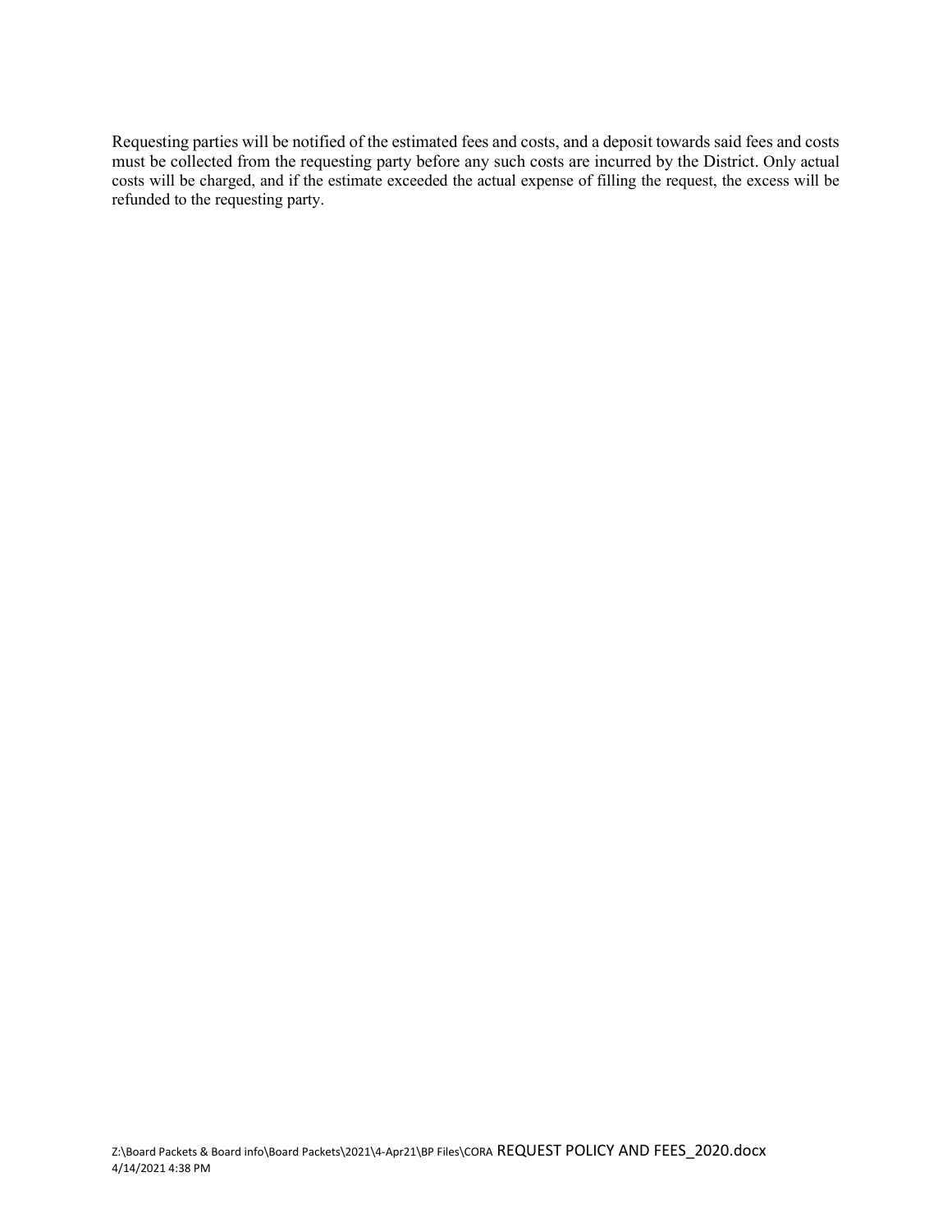Requesting parties will be notified of the estimated fees and costs, and a deposit towards said fees and costs must be collected from the requesting party before any such costs are incurred by the District. Only actual costs will be charged, and if the estimate exceeded the actual expense of filling the request, the excess will be refunded to the requesting party.